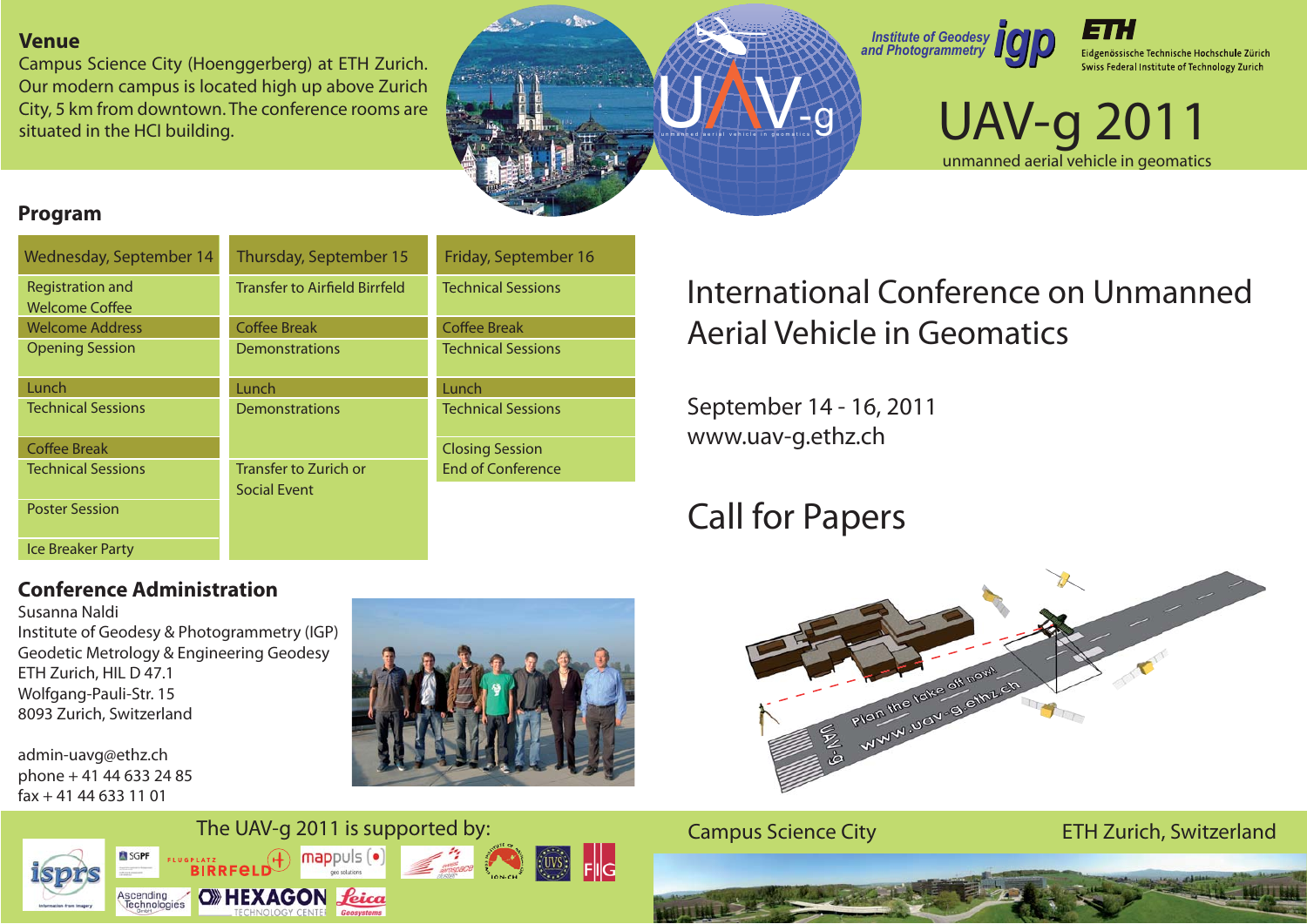## Venue

Campus Science City (Hoenggerberg) at ETH Zurich. Our modern campus is located high up above Zurich City, 5 km from downtown. The conference rooms are situated in the HCI building.

Institute of Geodesy and Photogrammetry igp

ETH Eidgenössische Technische Hochschule Zürich
Swiss Federal Institute of Technology Zurich

# UAV-g 2011

unmanned aerial vehicle in geomatics

## Program

| Wednesday, September 14 | Thursday, September 15 | Friday, September 16 |
| --- | --- | --- |
| Registration and Welcome Coffee | Transfer to Airfield Birrfeld | Technical Sessions |
| Welcome Address | Coffee Break | Coffee Break |
| Opening Session | Demonstrations | Technical Sessions |
| Lunch | Lunch | Lunch |
| Technical Sessions | Demonstrations | Technical Sessions |
| Coffee Break | | Closing Session |
| Technical Sessions | Transfer to Zurich or Social Event | End of Conference |
| Poster Session | | |
| Ice Breaker Party | | |

# International Conference on Unmanned Aerial Vehicle in Geomatics

September 14 - 16, 2011
www.uav-g.ethz.ch

# Call for Papers

## Conference Administration

Susanna Naldi
Institute of Geodesy & Photogrammetry (IGP)
Geodetic Metrology & Engineering Geodesy
ETH Zurich, HIL D 47.1
Wolfgang-Pauli-Str. 15
8093 Zurich, Switzerland

admin-uavg@ethz.ch
phone + 41 44 633 24 85
fax + 41 44 633 11 01

The UAV-g 2011 is supported by:

Campus Science City

ETH Zurich, Switzerland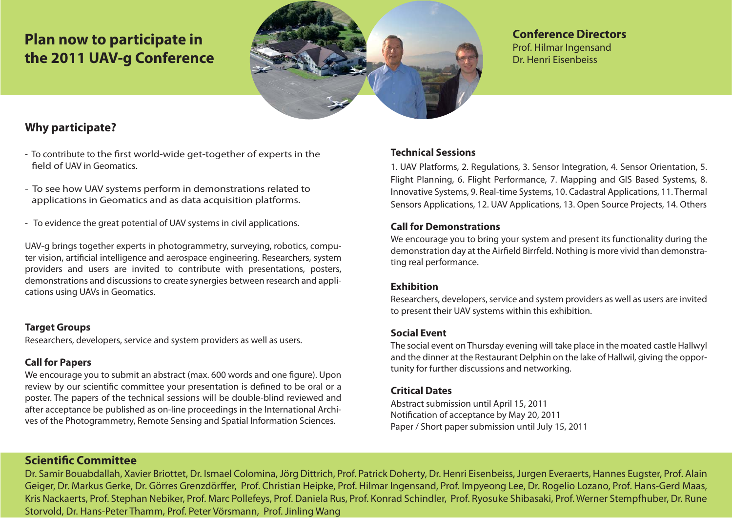## Plan now to participate in the 2011 UAV-g Conference

**Conference Directors**
Prof. Hilmar Ingensand
Dr. Henri Eisenbeiss

### Why participate?

- To contribute to the first world-wide get-together of experts in the field of UAV in Geomatics.
- To see how UAV systems perform in demonstrations related to applications in Geomatics and as data acquisition platforms.
- To evidence the great potential of UAV systems in civil applications.

UAV-g brings together experts in photogrammetry, surveying, robotics, computer vision, artificial intelligence and aerospace engineering. Researchers, system providers and users are invited to contribute with presentations, posters, demonstrations and discussions to create synergies between research and applications using UAVs in Geomatics.

### Target Groups

Researchers, developers, service and system providers as well as users.

### Call for Papers

We encourage you to submit an abstract (max. 600 words and one figure). Upon review by our scientific committee your presentation is defined to be oral or a poster. The papers of the technical sessions will be double-blind reviewed and after acceptance be published as on-line proceedings in the International Archives of the Photogrammetry, Remote Sensing and Spatial Information Sciences.

### Technical Sessions

1. UAV Platforms, 2. Regulations, 3. Sensor Integration, 4. Sensor Orientation, 5. Flight Planning, 6. Flight Performance, 7. Mapping and GIS Based Systems, 8. Innovative Systems, 9. Real-time Systems, 10. Cadastral Applications, 11. Thermal Sensors Applications, 12. UAV Applications, 13. Open Source Projects, 14. Others

### Call for Demonstrations

We encourage you to bring your system and present its functionality during the demonstration day at the Airfield Birrfeld. Nothing is more vivid than demonstrating real performance.

### Exhibition

Researchers, developers, service and system providers as well as users are invited to present their UAV systems within this exhibition.

### Social Event

The social event on Thursday evening will take place in the moated castle Hallwyl and the dinner at the Restaurant Delphin on the lake of Hallwil, giving the opportunity for further discussions and networking.

### Critical Dates

Abstract submission until April 15, 2011
Notification of acceptance by May 20, 2011
Paper / Short paper submission until July 15, 2011

### Scientific Committee

Dr. Samir Bouabdallah, Xavier Briottet, Dr. Ismael Colomina, Jörg Dittrich, Prof. Patrick Doherty, Dr. Henri Eisenbeiss, Jurgen Everaerts, Hannes Eugster, Prof. Alain Geiger, Dr. Markus Gerke, Dr. Görres Grenzdörffer, Prof. Christian Heipke, Prof. Hilmar Ingensand, Prof. Impyeong Lee, Dr. Rogelio Lozano, Prof. Hans-Gerd Maas, Kris Nackaerts, Prof. Stephan Nebiker, Prof. Marc Pollefeys, Prof. Daniela Rus, Prof. Konrad Schindler, Prof. Ryosuke Shibasaki, Prof. Werner Stempfhuber, Dr. Rune Storvold, Dr. Hans-Peter Thamm, Prof. Peter Vörsmann, Prof. Jinling Wang